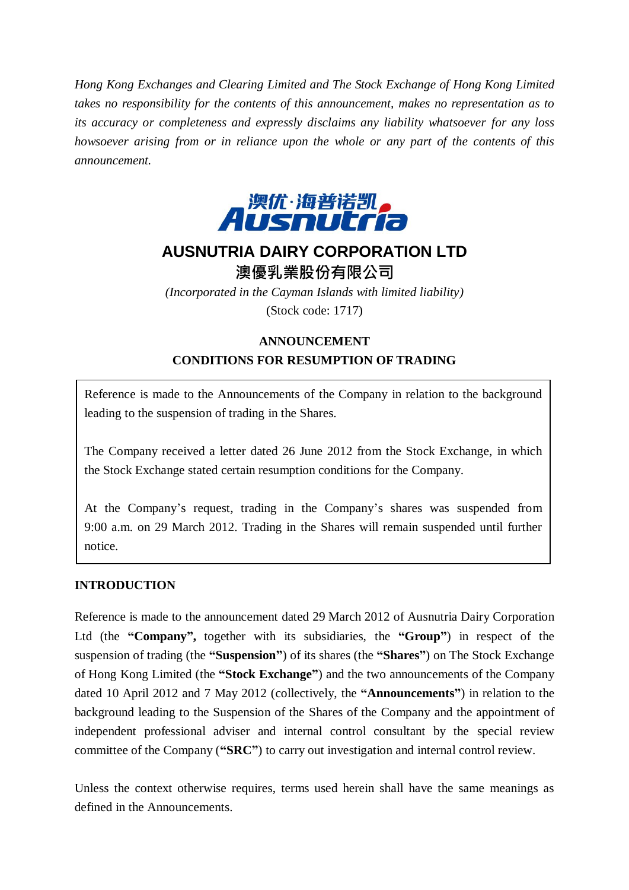*Hong Kong Exchanges and Clearing Limited and The Stock Exchange of Hong Kong Limited takes no responsibility for the contents of this announcement, makes no representation as to its accuracy or completeness and expressly disclaims any liability whatsoever for any loss howsoever arising from or in reliance upon the whole or any part of the contents of this announcement.*

# AUSNUTRIA DAIRY CORPORATION LTD
# 澳優乳業股份有限公司

*(Incorporated in the Cayman Islands with limited liability)*

(Stock code: 1717)

## ANNOUNCEMENT
## CONDITIONS FOR RESUMPTION OF TRADING

Reference is made to the Announcements of the Company in relation to the background leading to the suspension of trading in the Shares.

The Company received a letter dated 26 June 2012 from the Stock Exchange, in which the Stock Exchange stated certain resumption conditions for the Company.

At the Company's request, trading in the Company's shares was suspended from 9:00 a.m. on 29 March 2012. Trading in the Shares will remain suspended until further notice.

**INTRODUCTION**

Reference is made to the announcement dated 29 March 2012 of Ausnutria Dairy Corporation Ltd (the **"Company",** together with its subsidiaries, the **"Group"**) in respect of the suspension of trading (the **"Suspension"**) of its shares (the **"Shares"**) on The Stock Exchange of Hong Kong Limited (the **"Stock Exchange"**) and the two announcements of the Company dated 10 April 2012 and 7 May 2012 (collectively, the **"Announcements"**) in relation to the background leading to the Suspension of the Shares of the Company and the appointment of independent professional adviser and internal control consultant by the special review committee of the Company (**"SRC"**) to carry out investigation and internal control review.

Unless the context otherwise requires, terms used herein shall have the same meanings as defined in the Announcements.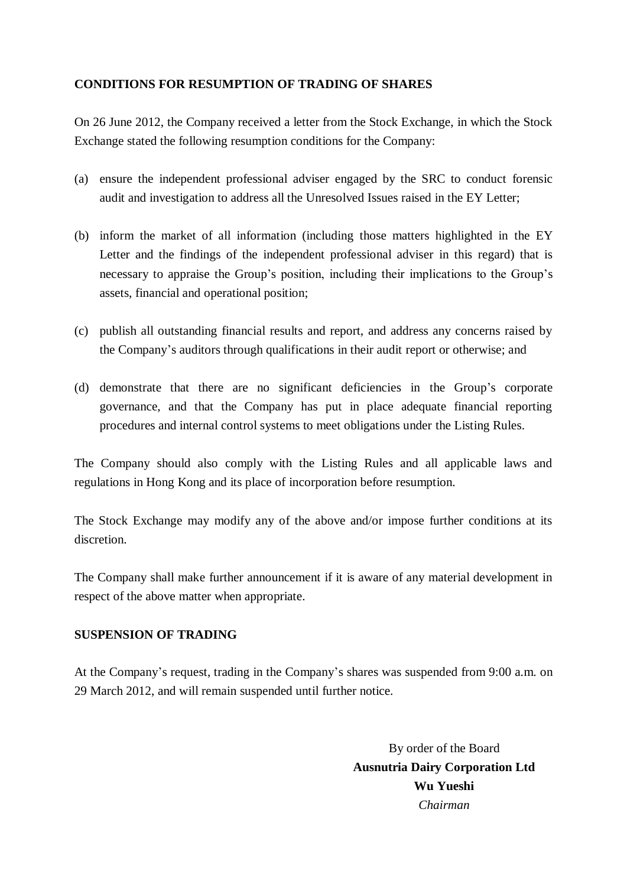## CONDITIONS FOR RESUMPTION OF TRADING OF SHARES

On 26 June 2012, the Company received a letter from the Stock Exchange, in which the Stock Exchange stated the following resumption conditions for the Company:

(a) ensure the independent professional adviser engaged by the SRC to conduct forensic audit and investigation to address all the Unresolved Issues raised in the EY Letter;

(b) inform the market of all information (including those matters highlighted in the EY Letter and the findings of the independent professional adviser in this regard) that is necessary to appraise the Group's position, including their implications to the Group's assets, financial and operational position;

(c) publish all outstanding financial results and report, and address any concerns raised by the Company's auditors through qualifications in their audit report or otherwise; and

(d) demonstrate that there are no significant deficiencies in the Group's corporate governance, and that the Company has put in place adequate financial reporting procedures and internal control systems to meet obligations under the Listing Rules.

The Company should also comply with the Listing Rules and all applicable laws and regulations in Hong Kong and its place of incorporation before resumption.

The Stock Exchange may modify any of the above and/or impose further conditions at its discretion.

The Company shall make further announcement if it is aware of any material development in respect of the above matter when appropriate.

## SUSPENSION OF TRADING

At the Company's request, trading in the Company's shares was suspended from 9:00 a.m. on 29 March 2012, and will remain suspended until further notice.

By order of the Board
**Ausnutria Dairy Corporation Ltd**
**Wu Yueshi**
*Chairman*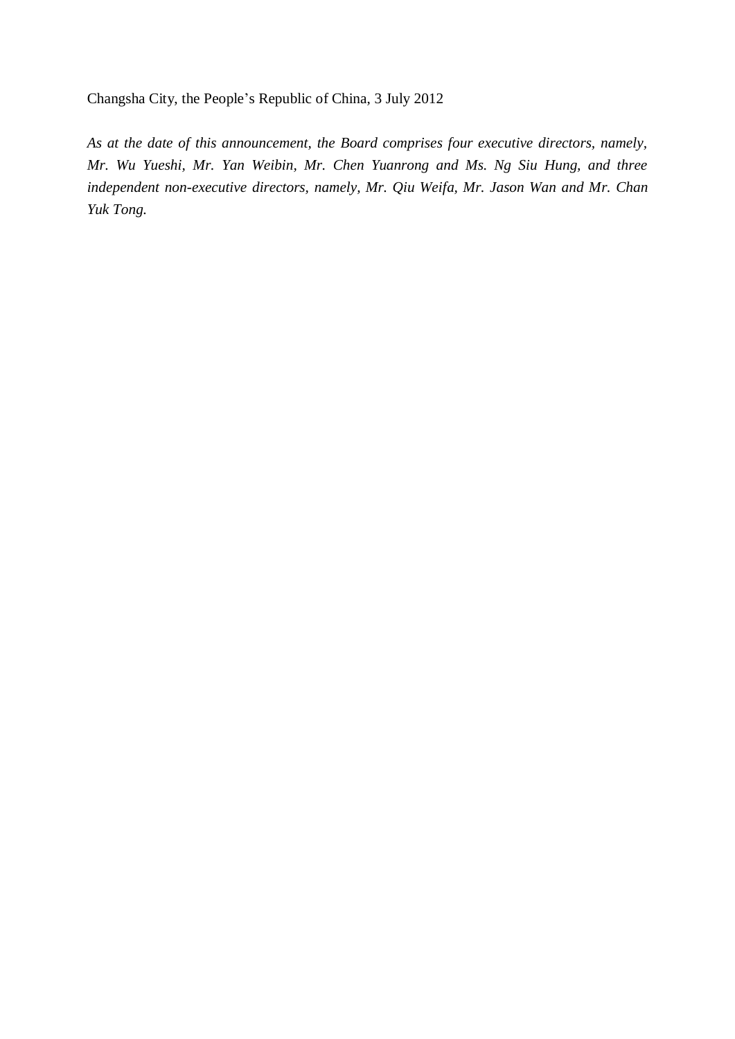Changsha City, the People's Republic of China, 3 July 2012

*As at the date of this announcement, the Board comprises four executive directors, namely, Mr. Wu Yueshi, Mr. Yan Weibin, Mr. Chen Yuanrong and Ms. Ng Siu Hung, and three independent non-executive directors, namely, Mr. Qiu Weifa, Mr. Jason Wan and Mr. Chan Yuk Tong.*